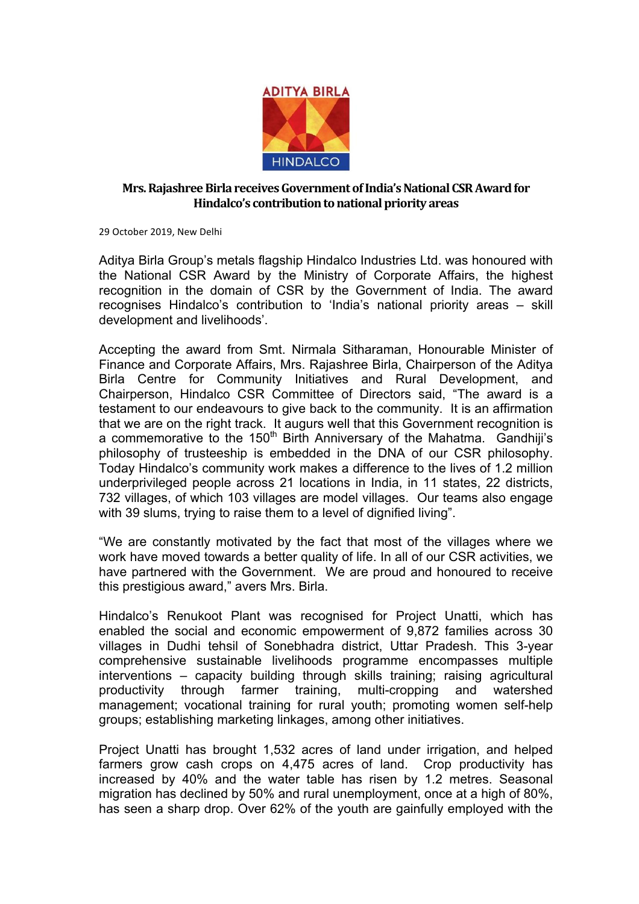# Mrs. Rajashree Birla receives Government of India's National CSR Award for Hindalco's contribution to national priority areas

29 October 2019, New Delhi

Aditya Birla Group's metals flagship Hindalco Industries Ltd. was honoured with the National CSR Award by the Ministry of Corporate Affairs, the highest recognition in the domain of CSR by the Government of India. The award recognises Hindalco's contribution to 'India's national priority areas – skill development and livelihoods'.

Accepting the award from Smt. Nirmala Sitharaman, Honourable Minister of Finance and Corporate Affairs, Mrs. Rajashree Birla, Chairperson of the Aditya Birla Centre for Community Initiatives and Rural Development, and Chairperson, Hindalco CSR Committee of Directors said, "The award is a testament to our endeavours to give back to the community. It is an affirmation that we are on the right track. It augurs well that this Government recognition is a commemorative to the 150th Birth Anniversary of the Mahatma. Gandhiji's philosophy of trusteeship is embedded in the DNA of our CSR philosophy. Today Hindalco's community work makes a difference to the lives of 1.2 million underprivileged people across 21 locations in India, in 11 states, 22 districts, 732 villages, of which 103 villages are model villages. Our teams also engage with 39 slums, trying to raise them to a level of dignified living".

"We are constantly motivated by the fact that most of the villages where we work have moved towards a better quality of life. In all of our CSR activities, we have partnered with the Government. We are proud and honoured to receive this prestigious award," avers Mrs. Birla.

Hindalco's Renukoot Plant was recognised for Project Unatti, which has enabled the social and economic empowerment of 9,872 families across 30 villages in Dudhi tehsil of Sonebhadra district, Uttar Pradesh. This 3-year comprehensive sustainable livelihoods programme encompasses multiple interventions – capacity building through skills training; raising agricultural productivity through farmer training, multi-cropping and watershed management; vocational training for rural youth; promoting women self-help groups; establishing marketing linkages, among other initiatives.

Project Unatti has brought 1,532 acres of land under irrigation, and helped farmers grow cash crops on 4,475 acres of land. Crop productivity has increased by 40% and the water table has risen by 1.2 metres. Seasonal migration has declined by 50% and rural unemployment, once at a high of 80%, has seen a sharp drop. Over 62% of the youth are gainfully employed with the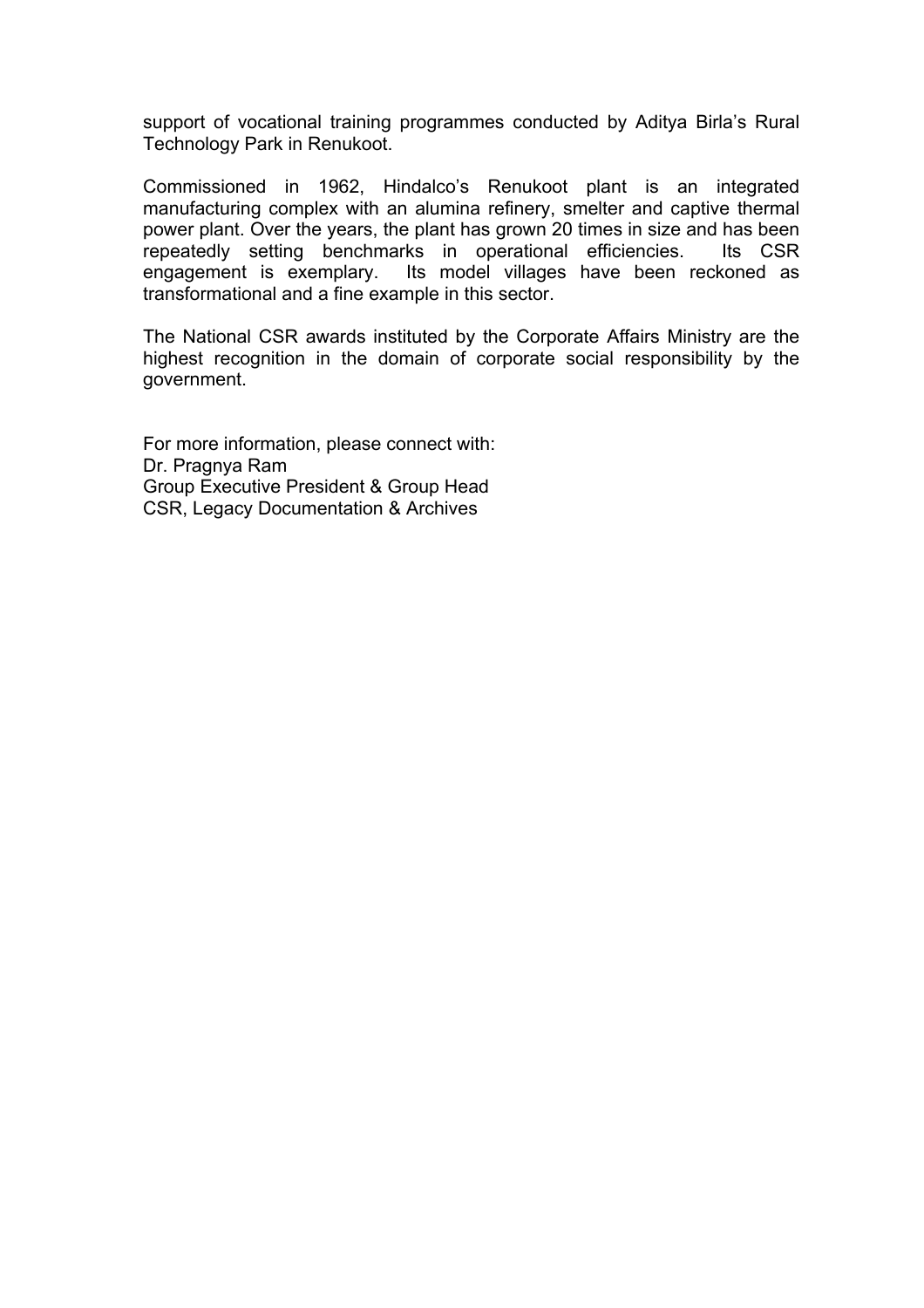support of vocational training programmes conducted by Aditya Birla's Rural Technology Park in Renukoot.

Commissioned in 1962, Hindalco's Renukoot plant is an integrated manufacturing complex with an alumina refinery, smelter and captive thermal power plant. Over the years, the plant has grown 20 times in size and has been repeatedly setting benchmarks in operational efficiencies. Its CSR engagement is exemplary. Its model villages have been reckoned as transformational and a fine example in this sector.

The National CSR awards instituted by the Corporate Affairs Ministry are the highest recognition in the domain of corporate social responsibility by the government.

For more information, please connect with:
Dr. Pragnya Ram
Group Executive President & Group Head
CSR, Legacy Documentation & Archives